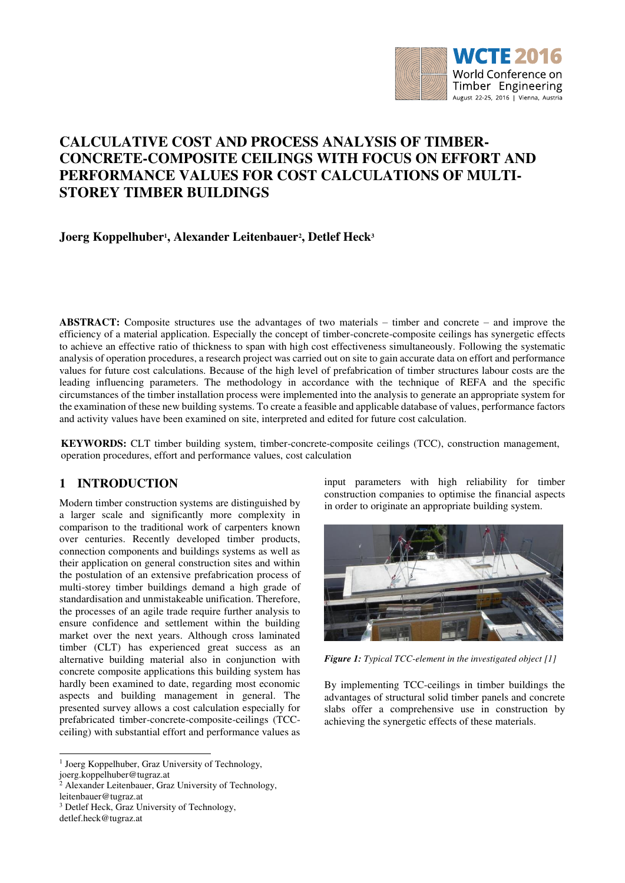# CALCULATIVE COST AND PROCESS ANALYSIS OF TIMBER-CONCRETE-COMPOSITE CEILINGS WITH FOCUS ON EFFORT AND PERFORMANCE VALUES FOR COST CALCULATIONS OF MULTI-STOREY TIMBER BUILDINGS

**Joerg Koppelhuber[1], Alexander Leitenbauer[2], Detlef Heck[3]**

**ABSTRACT:** Composite structures use the advantages of two materials – timber and concrete – and improve the efficiency of a material application. Especially the concept of timber-concrete-composite ceilings has synergetic effects to achieve an effective ratio of thickness to span with high cost effectiveness simultaneously. Following the systematic analysis of operation procedures, a research project was carried out on site to gain accurate data on effort and performance values for future cost calculations. Because of the high level of prefabrication of timber structures labour costs are the leading influencing parameters. The methodology in accordance with the technique of REFA and the specific circumstances of the timber installation process were implemented into the analysis to generate an appropriate system for the examination of these new building systems. To create a feasible and applicable database of values, performance factors and activity values have been examined on site, interpreted and edited for future cost calculation.

**KEYWORDS:** CLT timber building system, timber-concrete-composite ceilings (TCC), construction management, operation procedures, effort and performance values, cost calculation

## 1 INTRODUCTION

Modern timber construction systems are distinguished by a larger scale and significantly more complexity in comparison to the traditional work of carpenters known over centuries. Recently developed timber products, connection components and buildings systems as well as their application on general construction sites and within the postulation of an extensive prefabrication process of multi-storey timber buildings demand a high grade of standardisation and unmistakeable unification. Therefore, the processes of an agile trade require further analysis to ensure confidence and settlement within the building market over the next years. Although cross laminated timber (CLT) has experienced great success as an alternative building material also in conjunction with concrete composite applications this building system has hardly been examined to date, regarding most economic aspects and building management in general. The presented survey allows a cost calculation especially for prefabricated timber-concrete-composite-ceilings (TCC-ceiling) with substantial effort and performance values as input parameters with high reliability for timber construction companies to optimise the financial aspects in order to originate an appropriate building system.

*Figure 1: Typical TCC-element in the investigated object [1]*

By implementing TCC-ceilings in timber buildings the advantages of structural solid timber panels and concrete slabs offer a comprehensive use in construction by achieving the synergetic effects of these materials.

---

[1] Joerg Koppelhuber, Graz University of Technology, joerg.koppelhuber@tugraz.at

[2] Alexander Leitenbauer, Graz University of Technology, leitenbauer@tugraz.at

[3] Detlef Heck, Graz University of Technology, detlef.heck@tugraz.at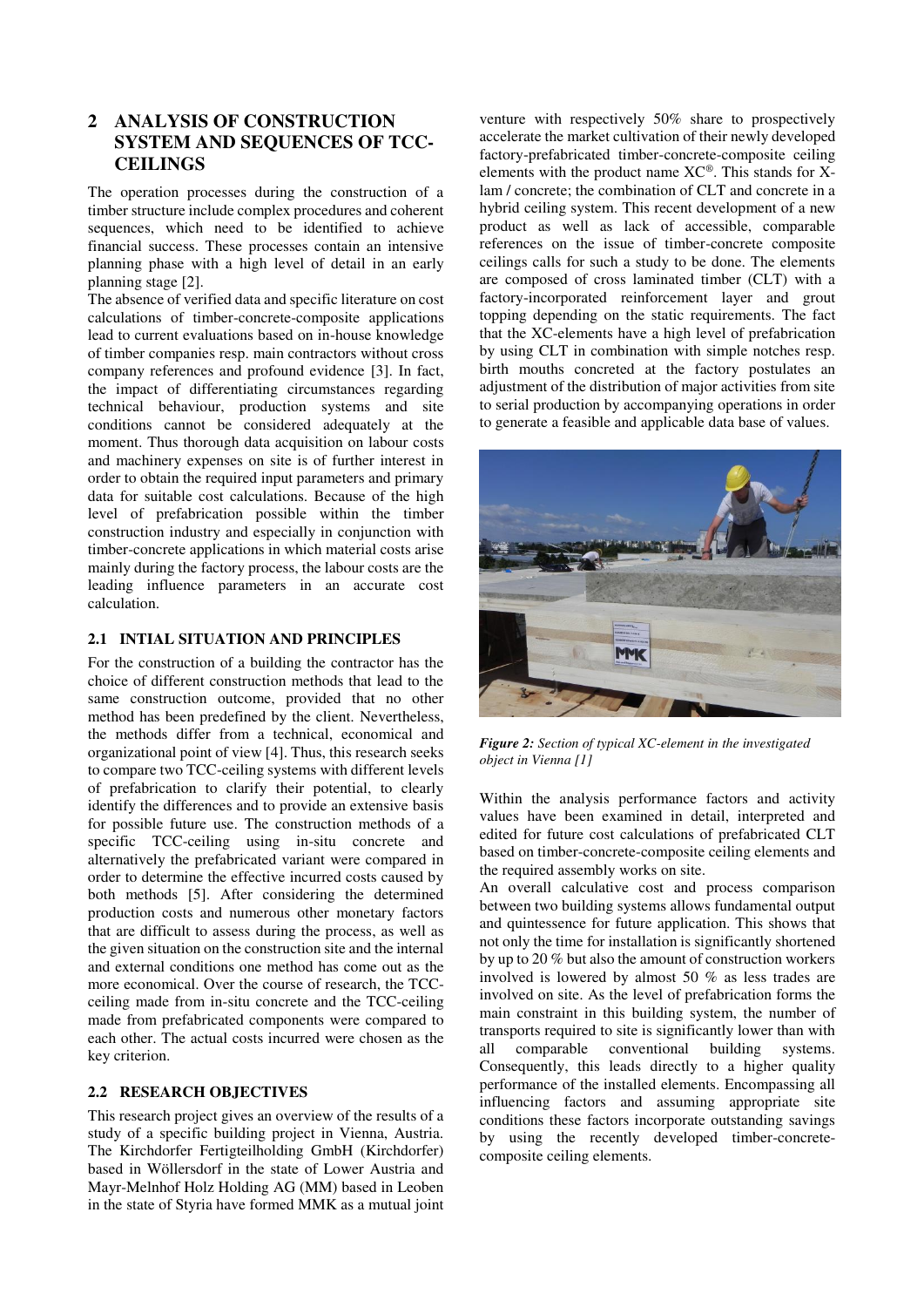## 2 ANALYSIS OF CONSTRUCTION SYSTEM AND SEQUENCES OF TCC-CEILINGS

The operation processes during the construction of a timber structure include complex procedures and coherent sequences, which need to be identified to achieve financial success. These processes contain an intensive planning phase with a high level of detail in an early planning stage [2].

The absence of verified data and specific literature on cost calculations of timber-concrete-composite applications lead to current evaluations based on in-house knowledge of timber companies resp. main contractors without cross company references and profound evidence [3]. In fact, the impact of differentiating circumstances regarding technical behaviour, production systems and site conditions cannot be considered adequately at the moment. Thus thorough data acquisition on labour costs and machinery expenses on site is of further interest in order to obtain the required input parameters and primary data for suitable cost calculations. Because of the high level of prefabrication possible within the timber construction industry and especially in conjunction with timber-concrete applications in which material costs arise mainly during the factory process, the labour costs are the leading influence parameters in an accurate cost calculation.

### 2.1 INTIAL SITUATION AND PRINCIPLES

For the construction of a building the contractor has the choice of different construction methods that lead to the same construction outcome, provided that no other method has been predefined by the client. Nevertheless, the methods differ from a technical, economical and organizational point of view [4]. Thus, this research seeks to compare two TCC-ceiling systems with different levels of prefabrication to clarify their potential, to clearly identify the differences and to provide an extensive basis for possible future use. The construction methods of a specific TCC-ceiling using in-situ concrete and alternatively the prefabricated variant were compared in order to determine the effective incurred costs caused by both methods [5]. After considering the determined production costs and numerous other monetary factors that are difficult to assess during the process, as well as the given situation on the construction site and the internal and external conditions one method has come out as the more economical. Over the course of research, the TCC-ceiling made from in-situ concrete and the TCC-ceiling made from prefabricated components were compared to each other. The actual costs incurred were chosen as the key criterion.

### 2.2 RESEARCH OBJECTIVES

This research project gives an overview of the results of a study of a specific building project in Vienna, Austria. The Kirchdorfer Fertigteilholding GmbH (Kirchdorfer) based in Wöllersdorf in the state of Lower Austria and Mayr-Melnhof Holz Holding AG (MM) based in Leoben in the state of Styria have formed MMK as a mutual joint venture with respectively 50% share to prospectively accelerate the market cultivation of their newly developed factory-prefabricated timber-concrete-composite ceiling elements with the product name XC®. This stands for X-lam / concrete; the combination of CLT and concrete in a hybrid ceiling system. This recent development of a new product as well as lack of accessible, comparable references on the issue of timber-concrete composite ceilings calls for such a study to be done. The elements are composed of cross laminated timber (CLT) with a factory-incorporated reinforcement layer and grout topping depending on the static requirements. The fact that the XC-elements have a high level of prefabrication by using CLT in combination with simple notches resp. birth mouths concreted at the factory postulates an adjustment of the distribution of major activities from site to serial production by accompanying operations in order to generate a feasible and applicable data base of values.

*Figure 2: Section of typical XC-element in the investigated object in Vienna [1]*

Within the analysis performance factors and activity values have been examined in detail, interpreted and edited for future cost calculations of prefabricated CLT based on timber-concrete-composite ceiling elements and the required assembly works on site.

An overall calculative cost and process comparison between two building systems allows fundamental output and quintessence for future application. This shows that not only the time for installation is significantly shortened by up to 20 % but also the amount of construction workers involved is lowered by almost 50 % as less trades are involved on site. As the level of prefabrication forms the main constraint in this building system, the number of transports required to site is significantly lower than with all comparable conventional building systems. Consequently, this leads directly to a higher quality performance of the installed elements. Encompassing all influencing factors and assuming appropriate site conditions these factors incorporate outstanding savings by using the recently developed timber-concrete-composite ceiling elements.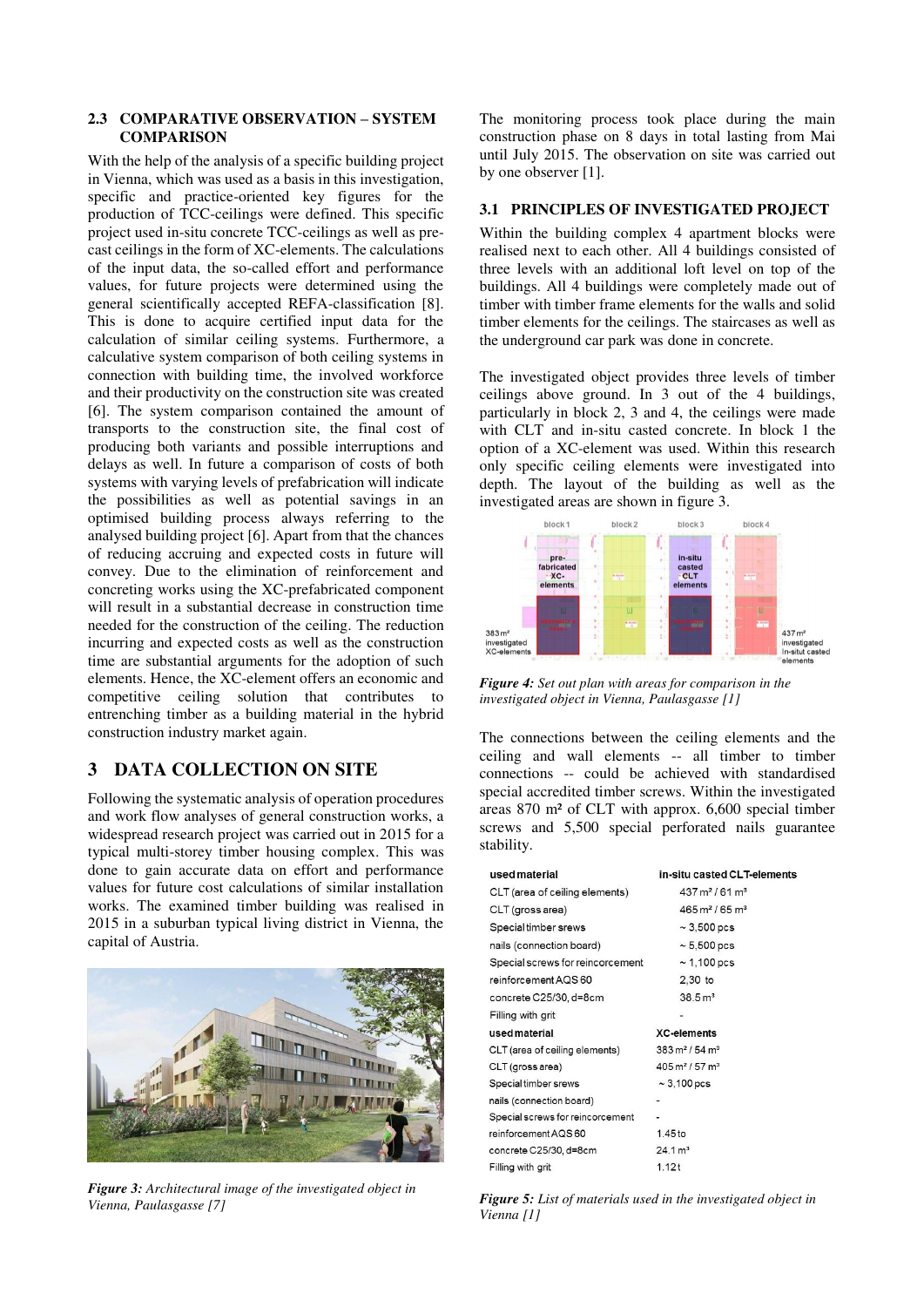### 2.3 COMPARATIVE OBSERVATION – SYSTEM COMPARISON

With the help of the analysis of a specific building project in Vienna, which was used as a basis in this investigation, specific and practice-oriented key figures for the production of TCC-ceilings were defined. This specific project used in-situ concrete TCC-ceilings as well as pre-cast ceilings in the form of XC-elements. The calculations of the input data, the so-called effort and performance values, for future projects were determined using the general scientifically accepted REFA-classification [8]. This is done to acquire certified input data for the calculation of similar ceiling systems. Furthermore, a calculative system comparison of both ceiling systems in connection with building time, the involved workforce and their productivity on the construction site was created [6]. The system comparison contained the amount of transports to the construction site, the final cost of producing both variants and possible interruptions and delays as well. In future a comparison of costs of both systems with varying levels of prefabrication will indicate the possibilities as well as potential savings in an optimised building process always referring to the analysed building project [6]. Apart from that the chances of reducing accruing and expected costs in future will convey. Due to the elimination of reinforcement and concreting works using the XC-prefabricated component will result in a substantial decrease in construction time needed for the construction of the ceiling. The reduction incurring and expected costs as well as the construction time are substantial arguments for the adoption of such elements. Hence, the XC-element offers an economic and competitive ceiling solution that contributes to entrenching timber as a building material in the hybrid construction industry market again.

## 3 DATA COLLECTION ON SITE

Following the systematic analysis of operation procedures and work flow analyses of general construction works, a widespread research project was carried out in 2015 for a typical multi-storey timber housing complex. This was done to gain accurate data on effort and performance values for future cost calculations of similar installation works. The examined timber building was realised in 2015 in a suburban typical living district in Vienna, the capital of Austria.

*Figure 3: Architectural image of the investigated object in Vienna, Paulasgasse [7]*

The monitoring process took place during the main construction phase on 8 days in total lasting from Mai until July 2015. The observation on site was carried out by one observer [1].

### 3.1 PRINCIPLES OF INVESTIGATED PROJECT

Within the building complex 4 apartment blocks were realised next to each other. All 4 buildings consisted of three levels with an additional loft level on top of the buildings. All 4 buildings were completely made out of timber with timber frame elements for the walls and solid timber elements for the ceilings. The staircases as well as the underground car park was done in concrete.

The investigated object provides three levels of timber ceilings above ground. In 3 out of the 4 buildings, particularly in block 2, 3 and 4, the ceilings were made with CLT and in-situ casted concrete. In block 1 the option of a XC-element was used. Within this research only specific ceiling elements were investigated into depth. The layout of the building as well as the investigated areas are shown in figure 3.

*Figure 4: Set out plan with areas for comparison in the investigated object in Vienna, Paulasgasse [1]*

The connections between the ceiling elements and the ceiling and wall elements -- all timber to timber connections -- could be achieved with standardised special accredited timber screws. Within the investigated areas 870 m² of CLT with approx. 6,600 special timber screws and 5,500 special perforated nails guarantee stability.

| used material | in-situ casted CLT-elements |
|---|---|
| CLT (area of ceiling elements) | 437 m² / 61 m³ |
| CLT (gross area) | 465 m² / 65 m³ |
| Special timber srews | ~ 3,500 pcs |
| nails (connection board) | ~ 5,500 pcs |
| Special screws for reincorcement | ~ 1,100 pcs |
| reinforcement AQS 60 | 2,30 to |
| concrete C25/30, d=8cm | 38.5 m³ |
| Filling with grit | - |
| **used material** | **XC-elements** |
| CLT (area of ceiling elements) | 383 m² / 54 m³ |
| CLT (gross area) | 405 m² / 57 m³ |
| Special timber srews | ~ 3,100 pcs |
| nails (connection board) | - |
| Special screws for reincorcement | - |
| reinforcement AQS 60 | 1.45 to |
| concrete C25/30, d=8cm | 24.1 m³ |
| Filling with grit | 1.12 t |

*Figure 5: List of materials used in the investigated object in Vienna [1]*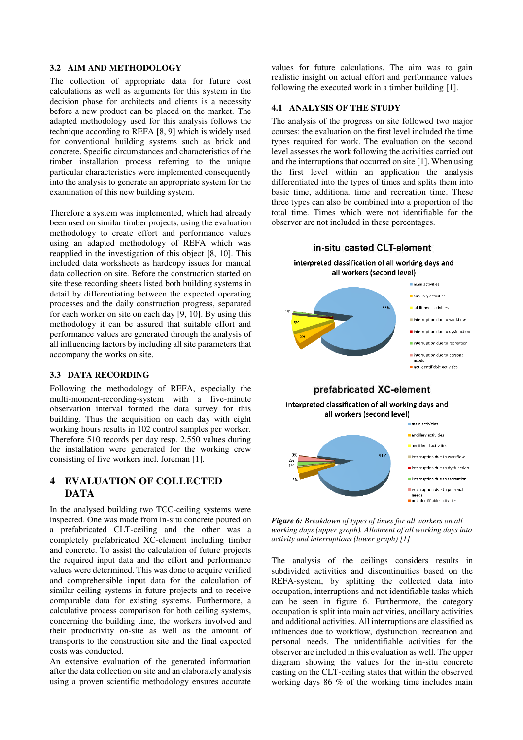### 3.2 AIM AND METHODOLOGY

The collection of appropriate data for future cost calculations as well as arguments for this system in the decision phase for architects and clients is a necessity before a new product can be placed on the market. The adapted methodology used for this analysis follows the technique according to REFA [8, 9] which is widely used for conventional building systems such as brick and concrete. Specific circumstances and characteristics of the timber installation process referring to the unique particular characteristics were implemented consequently into the analysis to generate an appropriate system for the examination of this new building system.

Therefore a system was implemented, which had already been used on similar timber projects, using the evaluation methodology to create effort and performance values using an adapted methodology of REFA which was reapplied in the investigation of this object [8, 10]. This included data worksheets as hardcopy issues for manual data collection on site. Before the construction started on site these recording sheets listed both building systems in detail by differentiating between the expected operating processes and the daily construction progress, separated for each worker on site on each day [9, 10]. By using this methodology it can be assured that suitable effort and performance values are generated through the analysis of all influencing factors by including all site parameters that accompany the works on site.

### 3.3 DATA RECORDING

Following the methodology of REFA, especially the multi-moment-recording-system with a five-minute observation interval formed the data survey for this building. Thus the acquisition on each day with eight working hours results in 102 control samples per worker. Therefore 510 records per day resp. 2.550 values during the installation were generated for the working crew consisting of five workers incl. foreman [1].

## 4 EVALUATION OF COLLECTED DATA

In the analysed building two TCC-ceiling systems were inspected. One was made from in-situ concrete poured on a prefabricated CLT-ceiling and the other was a completely prefabricated XC-element including timber and concrete. To assist the calculation of future projects the required input data and the effort and performance values were determined. This was done to acquire verified and comprehensible input data for the calculation of similar ceiling systems in future projects and to receive comparable data for existing systems. Furthermore, a calculative process comparison for both ceiling systems, concerning the building time, the workers involved and their productivity on-site as well as the amount of transports to the construction site and the final expected costs was conducted.

An extensive evaluation of the generated information after the data collection on site and an elaborately analysis using a proven scientific methodology ensures accurate values for future calculations. The aim was to gain realistic insight on actual effort and performance values following the executed work in a timber building [1].

### 4.1 ANALYSIS OF THE STUDY

The analysis of the progress on site followed two major courses: the evaluation on the first level included the time types required for work. The evaluation on the second level assesses the work following the activities carried out and the interruptions that occurred on site [1]. When using the first level within an application the analysis differentiated into the types of times and splits them into basic time, additional time and recreation time. These three types can also be combined into a proportion of the total time. Times which were not identifiable for the observer are not included in these percentages.

**in-situ casted CLT-element**

interpreted classification of all working days and all workers (second level)

- main activities: 86%
- ancillary activities: 5%
- additional activities: 8%
- 1%
- Legend also lists: interruption due to workflow, interruption due to dysfunction, interruption due to recreation, interruption due to personal needs, not identifiable activities

**prefabricated XC-element**

interpreted classification of all working days and all workers (second level)

- main activities: 91%
- ancillary activities: 3%
- additional activities: 1%
- 2%
- 3%
- Legend also lists: interruption due to workflow, interruption due to dysfunction, interruption due to recreation, interruption due to personal needs, not identifiable activities

*Figure 6: Breakdown of types of times for all workers on all working days (upper graph). Allotment of all working days into activity and interruptions (lower graph) [1]*

The analysis of the ceilings considers results in subdivided activities and discontinuities based on the REFA-system, by splitting the collected data into occupation, interruptions and not identifiable tasks which can be seen in figure 6. Furthermore, the category occupation is split into main activities, ancillary activities and additional activities. All interruptions are classified as influences due to workflow, dysfunction, recreation and personal needs. The unidentifiable activities for the observer are included in this evaluation as well. The upper diagram showing the values for the in-situ concrete casting on the CLT-ceiling states that within the observed working days 86 % of the working time includes main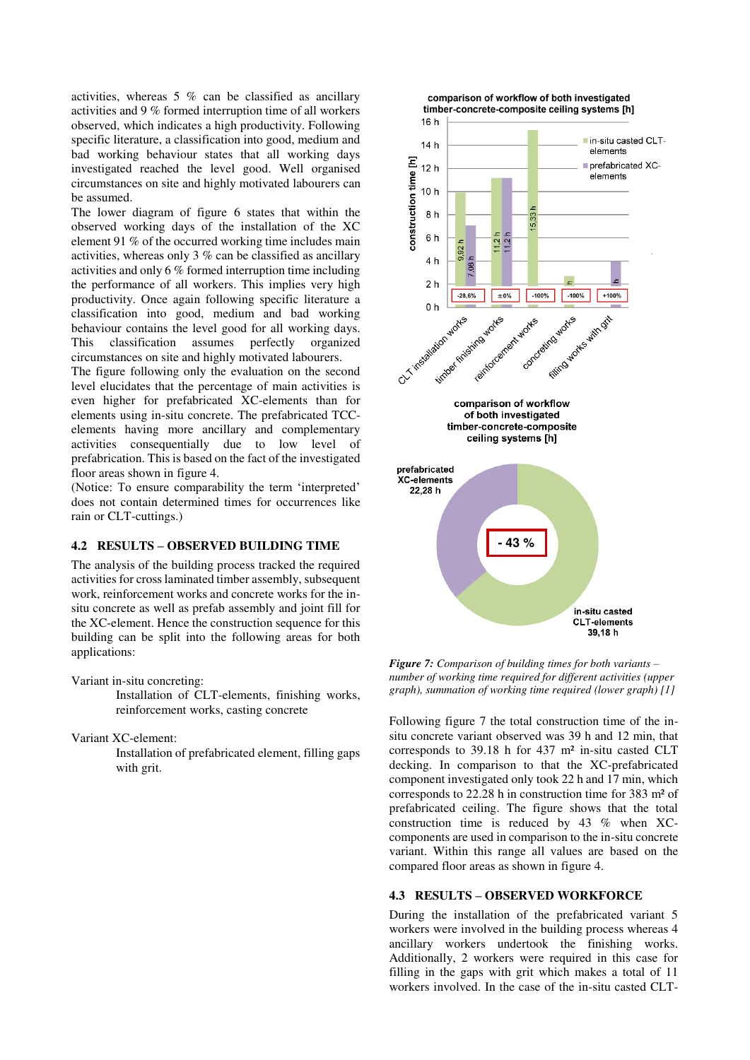activities, whereas 5 % can be classified as ancillary activities and 9 % formed interruption time of all workers observed, which indicates a high productivity. Following specific literature, a classification into good, medium and bad working behaviour states that all working days investigated reached the level good. Well organised circumstances on site and highly motivated labourers can be assumed.

The lower diagram of figure 6 states that within the observed working days of the installation of the XC element 91 % of the occurred working time includes main activities, whereas only 3 % can be classified as ancillary activities and only 6 % formed interruption time including the performance of all workers. This implies very high productivity. Once again following specific literature a classification into good, medium and bad working behaviour contains the level good for all working days. This classification assumes perfectly organized circumstances on site and highly motivated labourers.

The figure following only the evaluation on the second level elucidates that the percentage of main activities is even higher for prefabricated XC-elements than for elements using in-situ concrete. The prefabricated TCC-elements having more ancillary and complementary activities consequentially due to low level of prefabrication. This is based on the fact of the investigated floor areas shown in figure 4.

(Notice: To ensure comparability the term 'interpreted' does not contain determined times for occurrences like rain or CLT-cuttings.)

## 4.2 RESULTS – OBSERVED BUILDING TIME

The analysis of the building process tracked the required activities for cross laminated timber assembly, subsequent work, reinforcement works and concrete works for the in-situ concrete as well as prefab assembly and joint fill for the XC-element. Hence the construction sequence for this building can be split into the following areas for both applications:

Variant in-situ concreting:

> Installation of CLT-elements, finishing works, reinforcement works, casting concrete

Variant XC-element:

> Installation of prefabricated element, filling gaps with grit.

*Figure 7: Comparison of building times for both variants – number of working time required for different activities (upper graph), summation of working time required (lower graph) [1]*

Following figure 7 the total construction time of the in-situ concrete variant observed was 39 h and 12 min, that corresponds to 39.18 h for 437 m² in-situ casted CLT decking. In comparison to that the XC-prefabricated component investigated only took 22 h and 17 min, which corresponds to 22.28 h in construction time for 383 m² of prefabricated ceiling. The figure shows that the total construction time is reduced by 43 % when XC-components are used in comparison to the in-situ concrete variant. Within this range all values are based on the compared floor areas as shown in figure 4.

## 4.3 RESULTS – OBSERVED WORKFORCE

During the installation of the prefabricated variant 5 workers were involved in the building process whereas 4 ancillary workers undertook the finishing works. Additionally, 2 workers were required in this case for filling in the gaps with grit which makes a total of 11 workers involved. In the case of the in-situ casted CLT-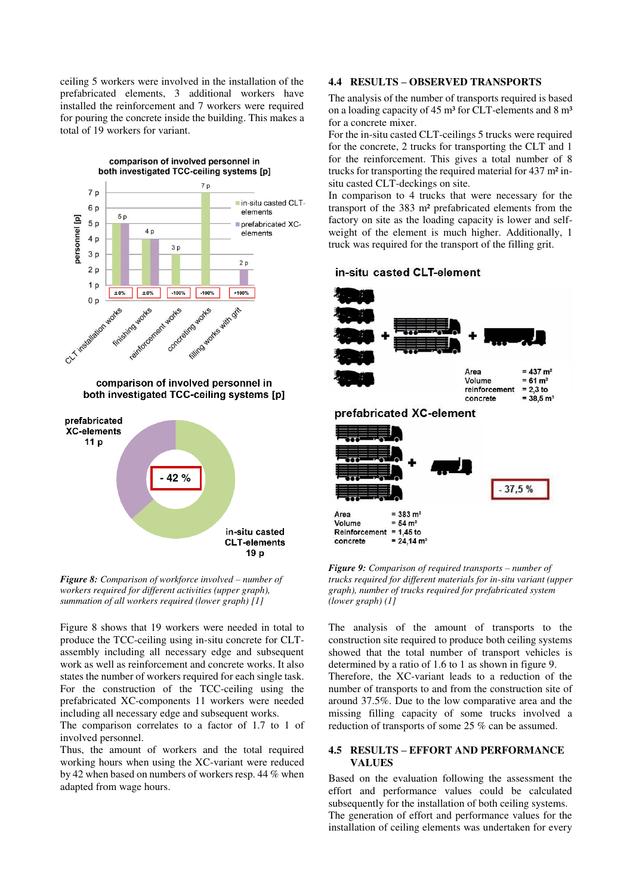ceiling 5 workers were involved in the installation of the prefabricated elements, 3 additional workers have installed the reinforcement and 7 workers were required for pouring the concrete inside the building. This makes a total of 19 workers for variant.

comparison of involved personnel in both investigated TCC-ceiling systems [p]

| | CLT installation works | finishing works | reinforcement works | concreting works | filling works with grit |
|---|---|---|---|---|---|
| in-situ casted CLT-elements | 5 p | 4 p | 3 p | 7 p | |
| prefabricated XC-elements | 5 p | 4 p | | | 2 p |
| Change | ±0% | ±0% | -100% | -100% | +100% |

comparison of involved personnel in both investigated TCC-ceiling systems [p]

prefabricated XC-elements 11 p

in-situ casted CLT-elements 19 p

- 42 %

*Figure 8: Comparison of workforce involved – number of workers required for different activities (upper graph), summation of all workers required (lower graph) [1]*

Figure 8 shows that 19 workers were needed in total to produce the TCC-ceiling using in-situ concrete for CLT-assembly including all necessary edge and subsequent work as well as reinforcement and concrete works. It also states the number of workers required for each single task. For the construction of the TCC-ceiling using the prefabricated XC-components 11 workers were needed including all necessary edge and subsequent works.

The comparison correlates to a factor of 1.7 to 1 of involved personnel.

Thus, the amount of workers and the total required working hours when using the XC-variant were reduced by 42 when based on numbers of workers resp. 44 % when adapted from wage hours.

## 4.4 RESULTS – OBSERVED TRANSPORTS

The analysis of the number of transports required is based on a loading capacity of 45 m³ for CLT-elements and 8 m³ for a concrete mixer.

For the in-situ casted CLT-ceilings 5 trucks were required for the concrete, 2 trucks for transporting the CLT and 1 for the reinforcement. This gives a total number of 8 trucks for transporting the required material for 437 m² in-situ casted CLT-deckings on site.

In comparison to 4 trucks that were necessary for the transport of the 383 m² prefabricated elements from the factory on site as the loading capacity is lower and self-weight of the element is much higher. Additionally, 1 truck was required for the transport of the filling grit.

**in-situ casted CLT-element**

| | |
|---|---|
| Area | = 437 m² |
| Volume | = 61 m³ |
| reinforcement | = 2,3 to |
| concrete | = 38,5 m³ |

**prefabricated XC-element**

| | |
|---|---|
| Area | = 383 m² |
| Volume | = 54 m³ |
| Reinforcement | = 1,45 to |
| concrete | = 24,14 m³ |

- 37,5 %

*Figure 9: Comparison of required transports – number of trucks required for different materials for in-situ variant (upper graph), number of trucks required for prefabricated system (lower graph) (1)*

The analysis of the amount of transports to the construction site required to produce both ceiling systems showed that the total number of transport vehicles is determined by a ratio of 1.6 to 1 as shown in figure 9.

Therefore, the XC-variant leads to a reduction of the number of transports to and from the construction site of around 37.5%. Due to the low comparative area and the missing filling capacity of some trucks involved a reduction of transports of some 25 % can be assumed.

## 4.5 RESULTS – EFFORT AND PERFORMANCE VALUES

Based on the evaluation following the assessment the effort and performance values could be calculated subsequently for the installation of both ceiling systems.

The generation of effort and performance values for the installation of ceiling elements was undertaken for every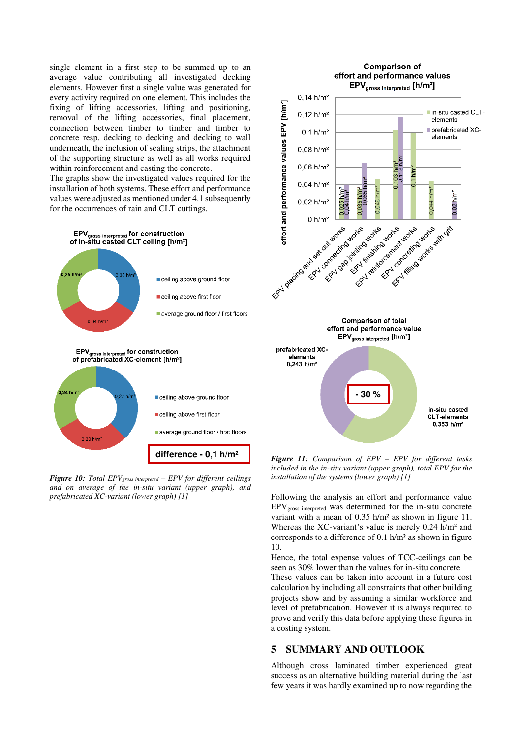single element in a first step to be summed up to an average value contributing all investigated decking elements. However first a single value was generated for every activity required on one element. This includes the fixing of lifting accessories, lifting and positioning, removal of the lifting accessories, final placement, connection between timber to timber and timber to concrete resp. decking to decking and decking to wall underneath, the inclusion of sealing strips, the attachment of the supporting structure as well as all works required within reinforcement and casting the concrete.

The graphs show the investigated values required for the installation of both systems. These effort and performance values were adjusted as mentioned under 4.1 subsequently for the occurrences of rain and CLT cuttings.

*Figure 10: Total $EPV_{gross\ interpreted}$ – EPV for different ceilings and on average of the in-situ variant (upper graph), and prefabricated XC-variant (lower graph) [1]*

*Figure 11: Comparison of EPV – EPV for different tasks included in the in-situ variant (upper graph), total EPV for the installation of the systems (lower graph) [1]*

Following the analysis an effort and performance value $EPV_{gross\ interpreted}$ was determined for the in-situ concrete variant with a mean of 0.35 h/m² as shown in figure 11. Whereas the XC-variant's value is merely 0.24 h/m² and corresponds to a difference of 0.1 h/m² as shown in figure 10.

Hence, the total expense values of TCC-ceilings can be seen as 30% lower than the values for in-situ concrete.

These values can be taken into account in a future cost calculation by including all constraints that other building projects show and by assuming a similar workforce and level of prefabrication. However it is always required to prove and verify this data before applying these figures in a costing system.

## 5 SUMMARY AND OUTLOOK

Although cross laminated timber experienced great success as an alternative building material during the last few years it was hardly examined up to now regarding the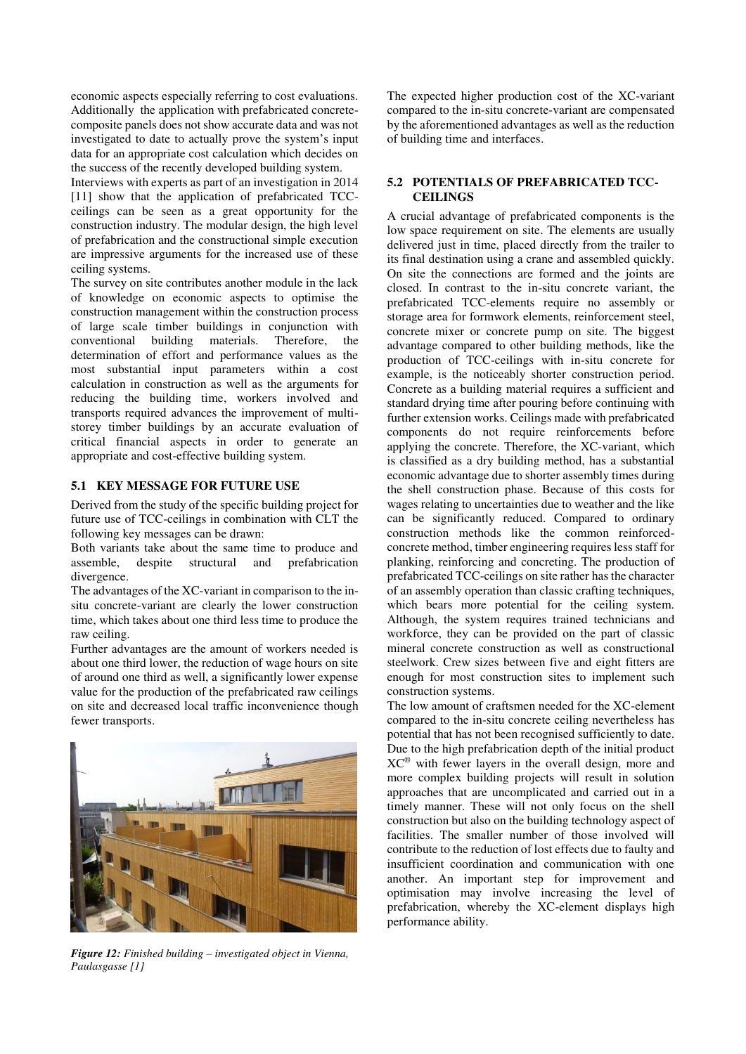economic aspects especially referring to cost evaluations. Additionally the application with prefabricated concrete-composite panels does not show accurate data and was not investigated to date to actually prove the system's input data for an appropriate cost calculation which decides on the success of the recently developed building system.

Interviews with experts as part of an investigation in 2014 [11] show that the application of prefabricated TCC-ceilings can be seen as a great opportunity for the construction industry. The modular design, the high level of prefabrication and the constructional simple execution are impressive arguments for the increased use of these ceiling systems.

The survey on site contributes another module in the lack of knowledge on economic aspects to optimise the construction management within the construction process of large scale timber buildings in conjunction with conventional building materials. Therefore, the determination of effort and performance values as the most substantial input parameters within a cost calculation in construction as well as the arguments for reducing the building time, workers involved and transports required advances the improvement of multi-storey timber buildings by an accurate evaluation of critical financial aspects in order to generate an appropriate and cost-effective building system.

### 5.1 KEY MESSAGE FOR FUTURE USE

Derived from the study of the specific building project for future use of TCC-ceilings in combination with CLT the following key messages can be drawn:

Both variants take about the same time to produce and assemble, despite structural and prefabrication divergence.

The advantages of the XC-variant in comparison to the in-situ concrete-variant are clearly the lower construction time, which takes about one third less time to produce the raw ceiling.

Further advantages are the amount of workers needed is about one third lower, the reduction of wage hours on site of around one third as well, a significantly lower expense value for the production of the prefabricated raw ceilings on site and decreased local traffic inconvenience though fewer transports.

***Figure 12:*** *Finished building – investigated object in Vienna, Paulasgasse [1]*

The expected higher production cost of the XC-variant compared to the in-situ concrete-variant are compensated by the aforementioned advantages as well as the reduction of building time and interfaces.

### 5.2 POTENTIALS OF PREFABRICATED TCC-CEILINGS

A crucial advantage of prefabricated components is the low space requirement on site. The elements are usually delivered just in time, placed directly from the trailer to its final destination using a crane and assembled quickly. On site the connections are formed and the joints are closed. In contrast to the in-situ concrete variant, the prefabricated TCC-elements require no assembly or storage area for formwork elements, reinforcement steel, concrete mixer or concrete pump on site. The biggest advantage compared to other building methods, like the production of TCC-ceilings with in-situ concrete for example, is the noticeably shorter construction period. Concrete as a building material requires a sufficient and standard drying time after pouring before continuing with further extension works. Ceilings made with prefabricated components do not require reinforcements before applying the concrete. Therefore, the XC-variant, which is classified as a dry building method, has a substantial economic advantage due to shorter assembly times during the shell construction phase. Because of this costs for wages relating to uncertainties due to weather and the like can be significantly reduced. Compared to ordinary construction methods like the common reinforced-concrete method, timber engineering requires less staff for planking, reinforcing and concreting. The production of prefabricated TCC-ceilings on site rather has the character of an assembly operation than classic crafting techniques, which bears more potential for the ceiling system. Although, the system requires trained technicians and workforce, they can be provided on the part of classic mineral concrete construction as well as constructional steelwork. Crew sizes between five and eight fitters are enough for most construction sites to implement such construction systems.

The low amount of craftsmen needed for the XC-element compared to the in-situ concrete ceiling nevertheless has potential that has not been recognised sufficiently to date. Due to the high prefabrication depth of the initial product XC® with fewer layers in the overall design, more and more complex building projects will result in solution approaches that are uncomplicated and carried out in a timely manner. These will not only focus on the shell construction but also on the building technology aspect of facilities. The smaller number of those involved will contribute to the reduction of lost effects due to faulty and insufficient coordination and communication with one another. An important step for improvement and optimisation may involve increasing the level of prefabrication, whereby the XC-element displays high performance ability.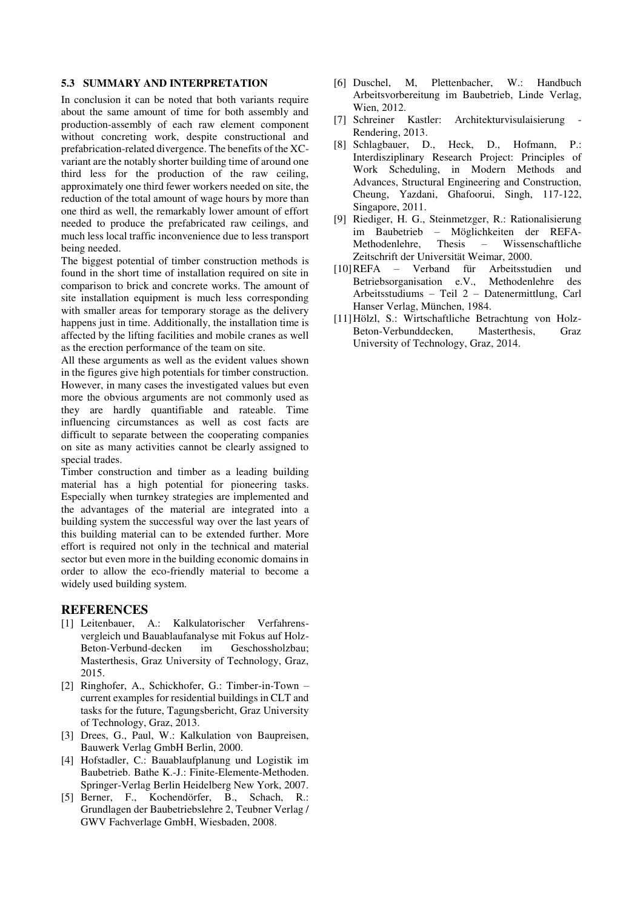### 5.3 SUMMARY AND INTERPRETATION

In conclusion it can be noted that both variants require about the same amount of time for both assembly and production-assembly of each raw element component without concreting work, despite constructional and prefabrication-related divergence. The benefits of the XC-variant are the notably shorter building time of around one third less for the production of the raw ceiling, approximately one third fewer workers needed on site, the reduction of the total amount of wage hours by more than one third as well, the remarkably lower amount of effort needed to produce the prefabricated raw ceilings, and much less local traffic inconvenience due to less transport being needed.

The biggest potential of timber construction methods is found in the short time of installation required on site in comparison to brick and concrete works. The amount of site installation equipment is much less corresponding with smaller areas for temporary storage as the delivery happens just in time. Additionally, the installation time is affected by the lifting facilities and mobile cranes as well as the erection performance of the team on site.

All these arguments as well as the evident values shown in the figures give high potentials for timber construction. However, in many cases the investigated values but even more the obvious arguments are not commonly used as they are hardly quantifiable and rateable. Time influencing circumstances as well as cost facts are difficult to separate between the cooperating companies on site as many activities cannot be clearly assigned to special trades.

Timber construction and timber as a leading building material has a high potential for pioneering tasks. Especially when turnkey strategies are implemented and the advantages of the material are integrated into a building system the successful way over the last years of this building material can to be extended further. More effort is required not only in the technical and material sector but even more in the building economic domains in order to allow the eco-friendly material to become a widely used building system.

## REFERENCES

[1] Leitenbauer, A.: Kalkulatorischer Verfahrens-vergleich und Bauablaufanalyse mit Fokus auf Holz-Beton-Verbund-decken im Geschossholzbau; Masterthesis, Graz University of Technology, Graz, 2015.

[2] Ringhofer, A., Schickhofer, G.: Timber-in-Town – current examples for residential buildings in CLT and tasks for the future, Tagungsbericht, Graz University of Technology, Graz, 2013.

[3] Drees, G., Paul, W.: Kalkulation von Baupreisen, Bauwerk Verlag GmbH Berlin, 2000.

[4] Hofstadler, C.: Bauablaufplanung und Logistik im Baubetrieb. Bathe K.-J.: Finite-Elemente-Methoden. Springer-Verlag Berlin Heidelberg New York, 2007.

[5] Berner, F., Kochendörfer, B., Schach, R.: Grundlagen der Baubetriebslehre 2, Teubner Verlag / GWV Fachverlage GmbH, Wiesbaden, 2008.

[6] Duschel, M, Plettenbacher, W.: Handbuch Arbeitsvorbereitung im Baubetrieb, Linde Verlag, Wien, 2012.

[7] Schreiner Kastler: Architekturvisulaisierung - Rendering, 2013.

[8] Schlagbauer, D., Heck, D., Hofmann, P.: Interdisziplinary Research Project: Principles of Work Scheduling, in Modern Methods and Advances, Structural Engineering and Construction, Cheung, Yazdani, Ghafoorui, Singh, 117-122, Singapore, 2011.

[9] Riediger, H. G., Steinmetzger, R.: Rationalisierung im Baubetrieb – Möglichkeiten der REFA-Methodenlehre, Thesis – Wissenschaftliche Zeitschrift der Universität Weimar, 2000.

[10] REFA – Verband für Arbeitsstudien und Betriebsorganisation e.V., Methodenlehre des Arbeitsstudiums – Teil 2 – Datenermittlung, Carl Hanser Verlag, München, 1984.

[11] Hölzl, S.: Wirtschaftliche Betrachtung von Holz-Beton-Verbunddecken, Masterthesis, Graz University of Technology, Graz, 2014.